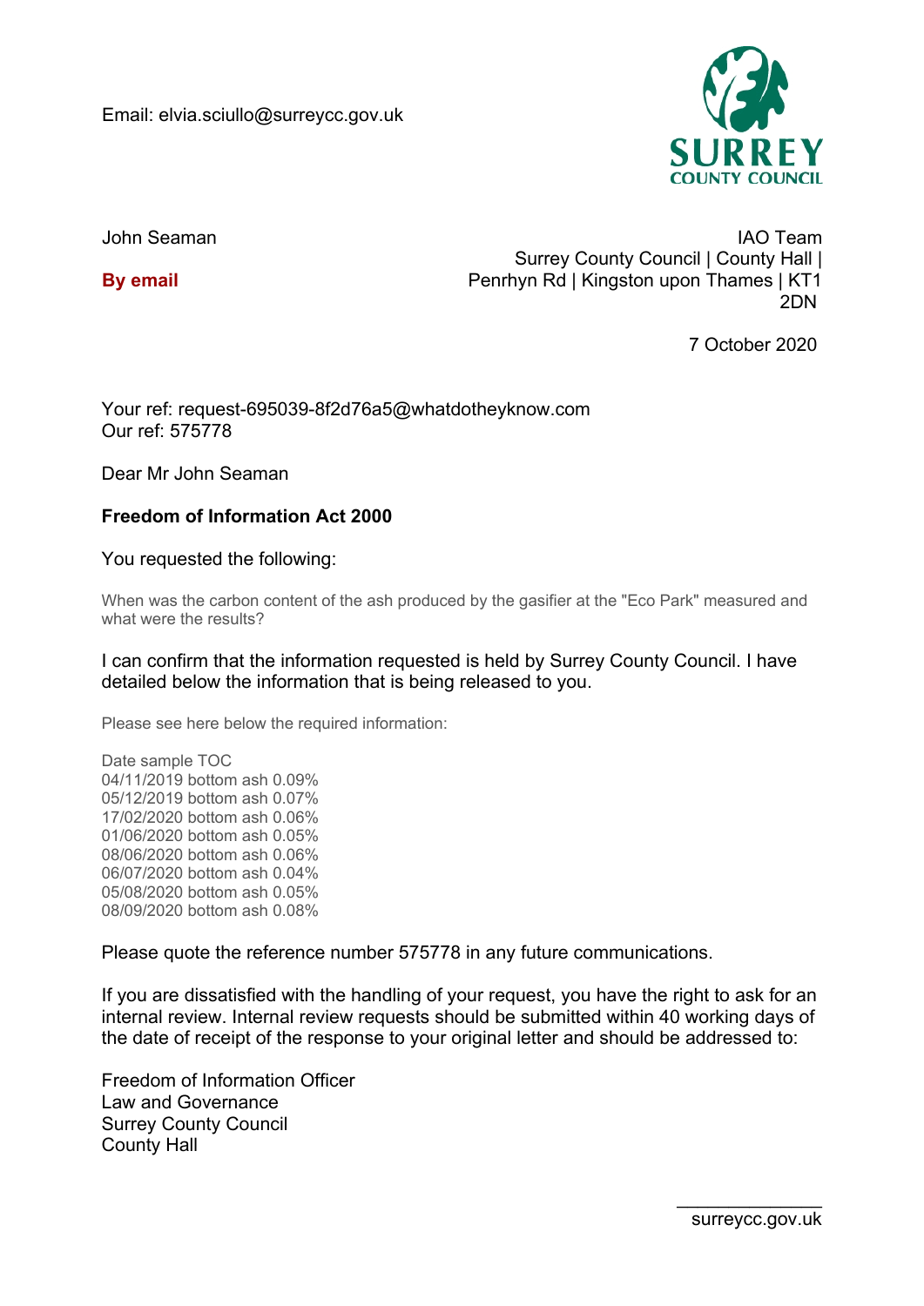Email: elvia.sciullo@surreycc.gov.uk

SURREY COUNTY COUNCIL

John Seaman

**By email**

IAO Team
Surrey County Council | County Hall | Penrhyn Rd | Kingston upon Thames | KT1 2DN

7 October 2020

Your ref: request-695039-8f2d76a5@whatdotheyknow.com
Our ref: 575778

Dear Mr John Seaman

**Freedom of Information Act 2000**

You requested the following:

When was the carbon content of the ash produced by the gasifier at the "Eco Park" measured and what were the results?

I can confirm that the information requested is held by Surrey County Council. I have detailed below the information that is being released to you.

Please see here below the required information:

| Date | sample | TOC |
|---|---|---|
| 04/11/2019 | bottom ash | 0.09% |
| 05/12/2019 | bottom ash | 0.07% |
| 17/02/2020 | bottom ash | 0.06% |
| 01/06/2020 | bottom ash | 0.05% |
| 08/06/2020 | bottom ash | 0.06% |
| 06/07/2020 | bottom ash | 0.04% |
| 05/08/2020 | bottom ash | 0.05% |
| 08/09/2020 | bottom ash | 0.08% |

Please quote the reference number 575778 in any future communications.

If you are dissatisfied with the handling of your request, you have the right to ask for an internal review. Internal review requests should be submitted within 40 working days of the date of receipt of the response to your original letter and should be addressed to:

Freedom of Information Officer
Law and Governance
Surrey County Council
County Hall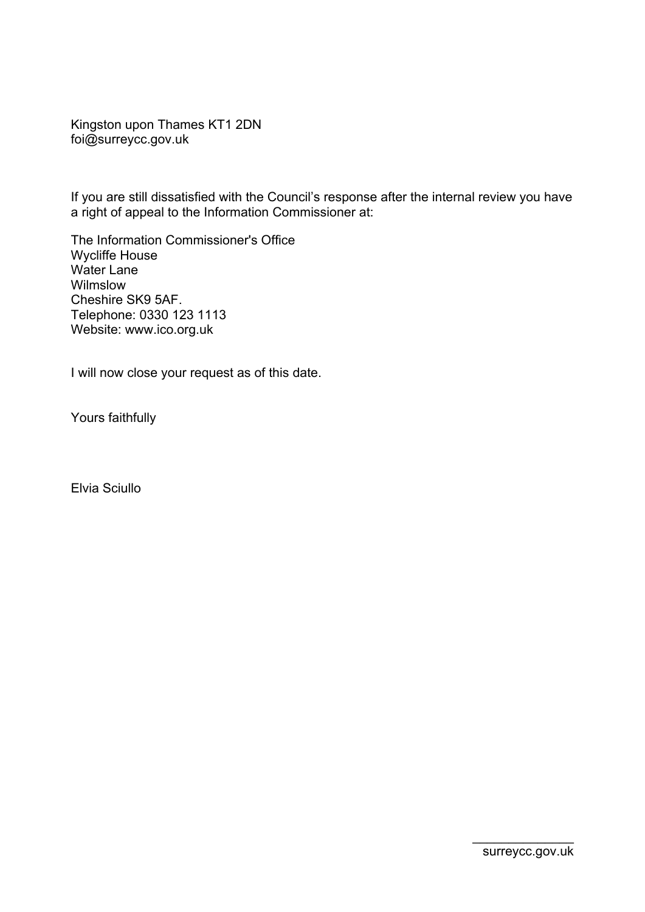Kingston upon Thames KT1 2DN
foi@surreycc.gov.uk

If you are still dissatisfied with the Council's response after the internal review you have a right of appeal to the Information Commissioner at:

The Information Commissioner's Office
Wycliffe House
Water Lane
Wilmslow
Cheshire SK9 5AF.
Telephone: 0330 123 1113
Website: www.ico.org.uk

I will now close your request as of this date.

Yours faithfully

Elvia Sciullo